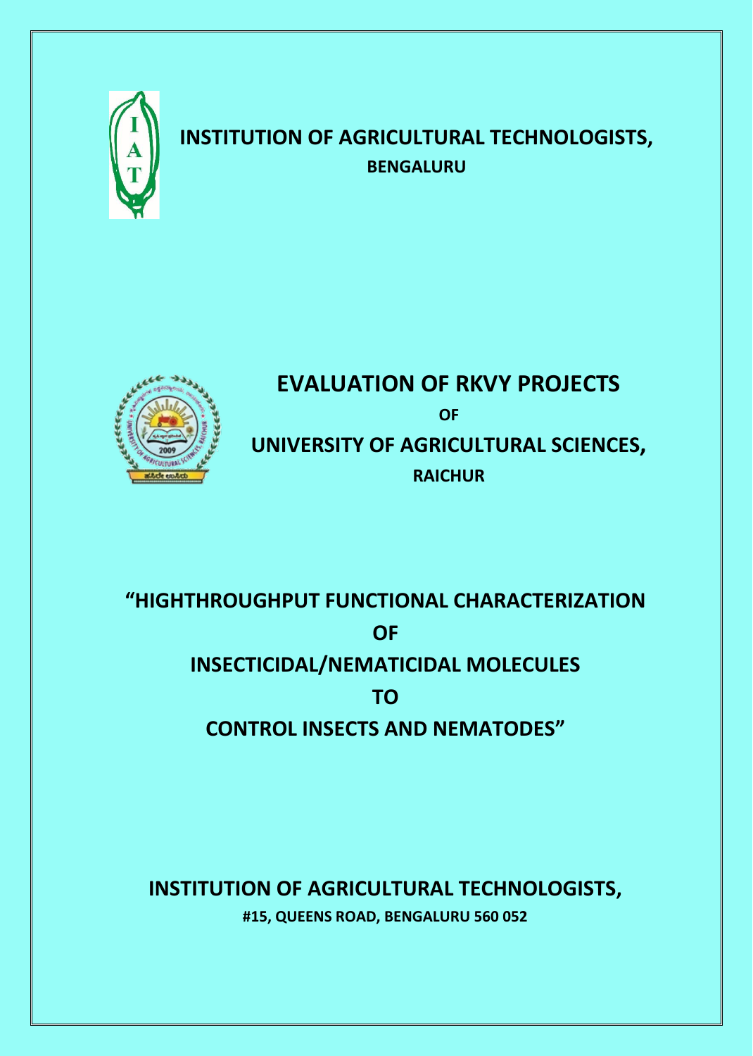# INSTITUTION OF AGRICULTURAL TECHNOLOGISTS,

**BENGALURU**

# EVALUATION OF RKVY PROJECTS

**OF**

# UNIVERSITY OF AGRICULTURAL SCIENCES,

**RAICHUR**

## "HIGHTHROUGHPUT FUNCTIONAL CHARACTERIZATION OF INSECTICIDAL/NEMATICIDAL MOLECULES TO CONTROL INSECTS AND NEMATODES"

**INSTITUTION OF AGRICULTURAL TECHNOLOGISTS,**

**#15, QUEENS ROAD, BENGALURU 560 052**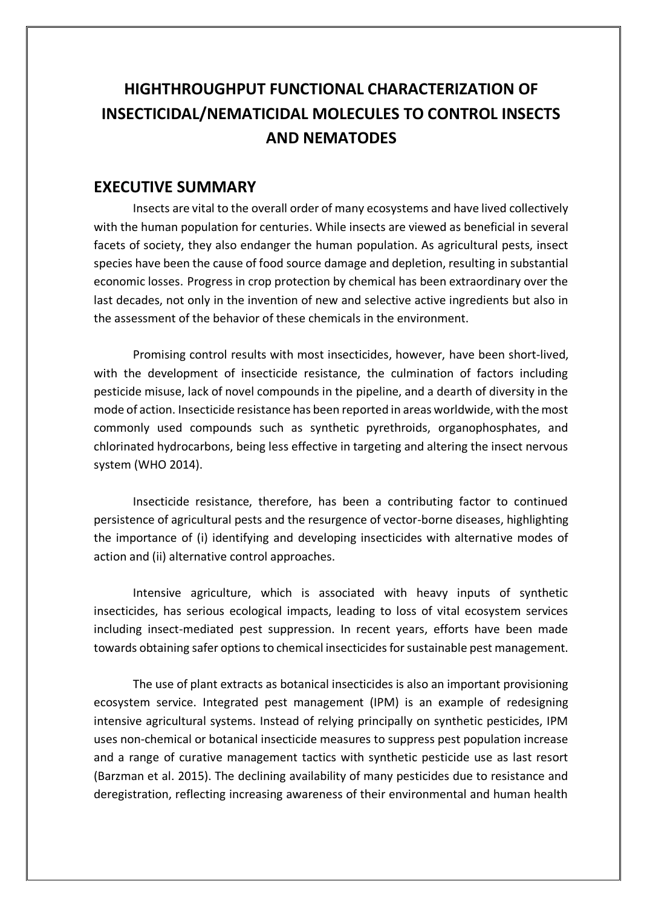# HIGHTHROUGHPUT FUNCTIONAL CHARACTERIZATION OF INSECTICIDAL/NEMATICIDAL MOLECULES TO CONTROL INSECTS AND NEMATODES

## EXECUTIVE SUMMARY

Insects are vital to the overall order of many ecosystems and have lived collectively with the human population for centuries. While insects are viewed as beneficial in several facets of society, they also endanger the human population. As agricultural pests, insect species have been the cause of food source damage and depletion, resulting in substantial economic losses. Progress in crop protection by chemical has been extraordinary over the last decades, not only in the invention of new and selective active ingredients but also in the assessment of the behavior of these chemicals in the environment.

Promising control results with most insecticides, however, have been short-lived, with the development of insecticide resistance, the culmination of factors including pesticide misuse, lack of novel compounds in the pipeline, and a dearth of diversity in the mode of action. Insecticide resistance has been reported in areas worldwide, with the most commonly used compounds such as synthetic pyrethroids, organophosphates, and chlorinated hydrocarbons, being less effective in targeting and altering the insect nervous system (WHO 2014).

Insecticide resistance, therefore, has been a contributing factor to continued persistence of agricultural pests and the resurgence of vector-borne diseases, highlighting the importance of (i) identifying and developing insecticides with alternative modes of action and (ii) alternative control approaches.

Intensive agriculture, which is associated with heavy inputs of synthetic insecticides, has serious ecological impacts, leading to loss of vital ecosystem services including insect-mediated pest suppression. In recent years, efforts have been made towards obtaining safer options to chemical insecticides for sustainable pest management.

The use of plant extracts as botanical insecticides is also an important provisioning ecosystem service. Integrated pest management (IPM) is an example of redesigning intensive agricultural systems. Instead of relying principally on synthetic pesticides, IPM uses non-chemical or botanical insecticide measures to suppress pest population increase and a range of curative management tactics with synthetic pesticide use as last resort (Barzman et al. 2015). The declining availability of many pesticides due to resistance and deregistration, reflecting increasing awareness of their environmental and human health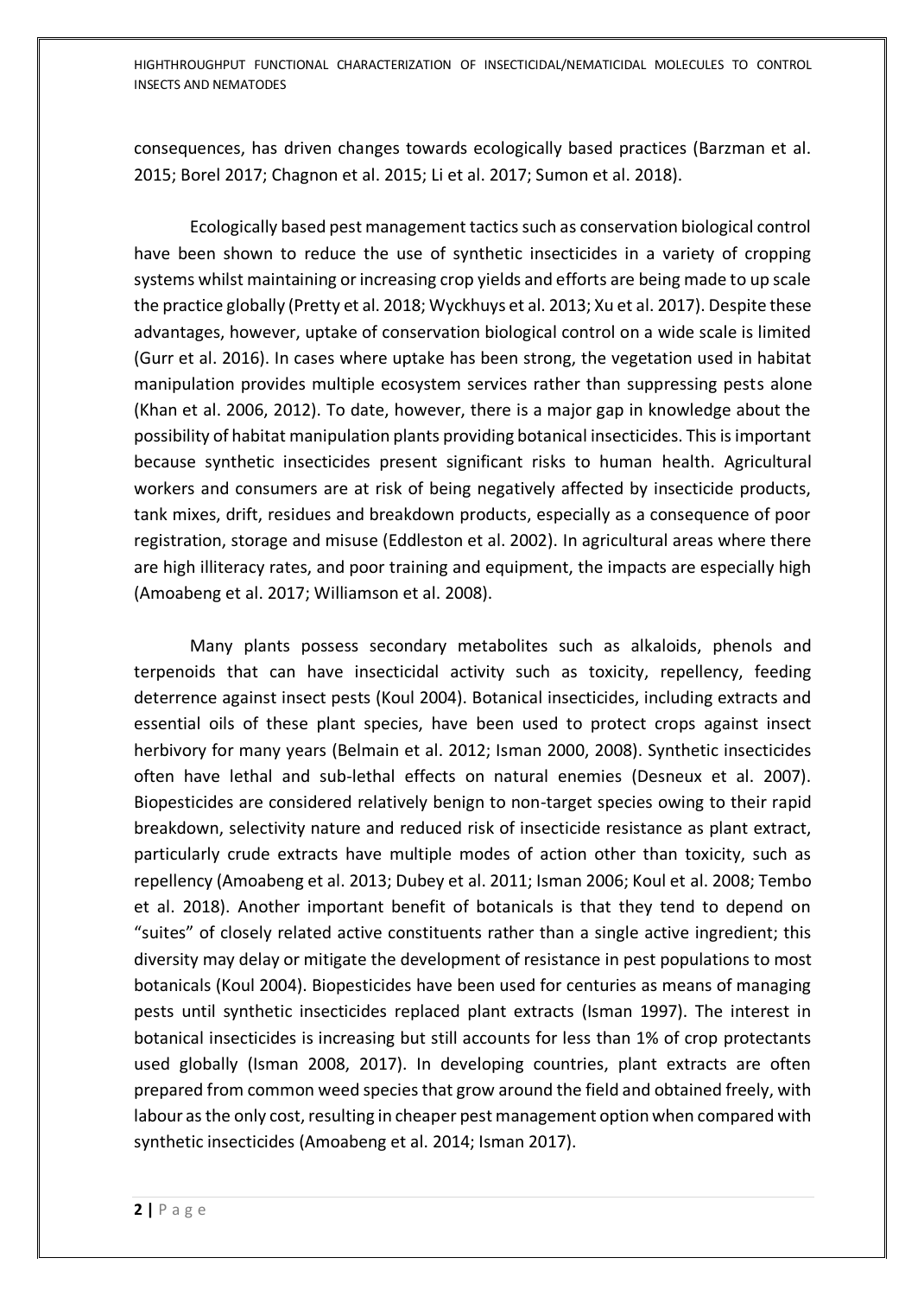consequences, has driven changes towards ecologically based practices (Barzman et al. 2015; Borel 2017; Chagnon et al. 2015; Li et al. 2017; Sumon et al. 2018).

Ecologically based pest management tactics such as conservation biological control have been shown to reduce the use of synthetic insecticides in a variety of cropping systems whilst maintaining or increasing crop yields and efforts are being made to up scale the practice globally (Pretty et al. 2018; Wyckhuys et al. 2013; Xu et al. 2017). Despite these advantages, however, uptake of conservation biological control on a wide scale is limited (Gurr et al. 2016). In cases where uptake has been strong, the vegetation used in habitat manipulation provides multiple ecosystem services rather than suppressing pests alone (Khan et al. 2006, 2012). To date, however, there is a major gap in knowledge about the possibility of habitat manipulation plants providing botanical insecticides. This is important because synthetic insecticides present significant risks to human health. Agricultural workers and consumers are at risk of being negatively affected by insecticide products, tank mixes, drift, residues and breakdown products, especially as a consequence of poor registration, storage and misuse (Eddleston et al. 2002). In agricultural areas where there are high illiteracy rates, and poor training and equipment, the impacts are especially high (Amoabeng et al. 2017; Williamson et al. 2008).

Many plants possess secondary metabolites such as alkaloids, phenols and terpenoids that can have insecticidal activity such as toxicity, repellency, feeding deterrence against insect pests (Koul 2004). Botanical insecticides, including extracts and essential oils of these plant species, have been used to protect crops against insect herbivory for many years (Belmain et al. 2012; Isman 2000, 2008). Synthetic insecticides often have lethal and sub-lethal effects on natural enemies (Desneux et al. 2007). Biopesticides are considered relatively benign to non-target species owing to their rapid breakdown, selectivity nature and reduced risk of insecticide resistance as plant extract, particularly crude extracts have multiple modes of action other than toxicity, such as repellency (Amoabeng et al. 2013; Dubey et al. 2011; Isman 2006; Koul et al. 2008; Tembo et al. 2018). Another important benefit of botanicals is that they tend to depend on "suites" of closely related active constituents rather than a single active ingredient; this diversity may delay or mitigate the development of resistance in pest populations to most botanicals (Koul 2004). Biopesticides have been used for centuries as means of managing pests until synthetic insecticides replaced plant extracts (Isman 1997). The interest in botanical insecticides is increasing but still accounts for less than 1% of crop protectants used globally (Isman 2008, 2017). In developing countries, plant extracts are often prepared from common weed species that grow around the field and obtained freely, with labour as the only cost, resulting in cheaper pest management option when compared with synthetic insecticides (Amoabeng et al. 2014; Isman 2017).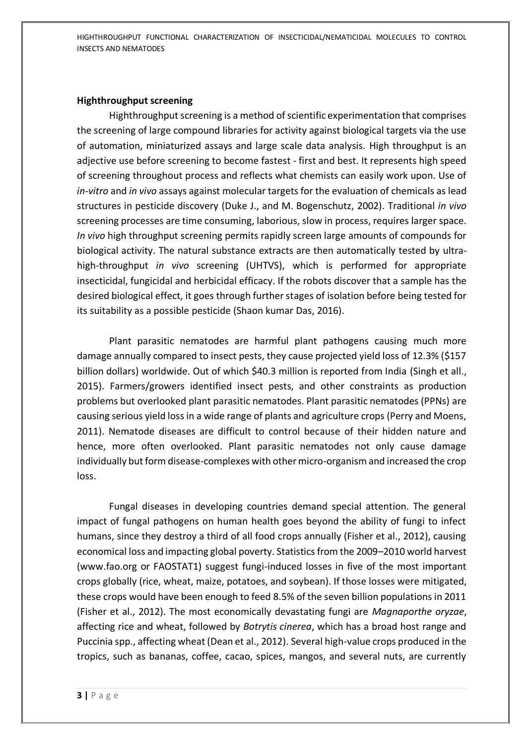**Highthroughput screening**

Highthroughput screening is a method of scientific experimentation that comprises the screening of large compound libraries for activity against biological targets via the use of automation, miniaturized assays and large scale data analysis. High throughput is an adjective use before screening to become fastest - first and best. It represents high speed of screening throughout process and reflects what chemists can easily work upon. Use of *in-vitro* and *in vivo* assays against molecular targets for the evaluation of chemicals as lead structures in pesticide discovery (Duke J., and M. Bogenschutz, 2002). Traditional *in vivo* screening processes are time consuming, laborious, slow in process, requires larger space. *In vivo* high throughput screening permits rapidly screen large amounts of compounds for biological activity. The natural substance extracts are then automatically tested by ultra-high-throughput *in vivo* screening (UHTVS), which is performed for appropriate insecticidal, fungicidal and herbicidal efficacy. If the robots discover that a sample has the desired biological effect, it goes through further stages of isolation before being tested for its suitability as a possible pesticide (Shaon kumar Das, 2016).

Plant parasitic nematodes are harmful plant pathogens causing much more damage annually compared to insect pests, they cause projected yield loss of 12.3% ($157 billion dollars) worldwide. Out of which $40.3 million is reported from India (Singh et all., 2015). Farmers/growers identified insect pests, and other constraints as production problems but overlooked plant parasitic nematodes. Plant parasitic nematodes (PPNs) are causing serious yield loss in a wide range of plants and agriculture crops (Perry and Moens, 2011). Nematode diseases are difficult to control because of their hidden nature and hence, more often overlooked. Plant parasitic nematodes not only cause damage individually but form disease-complexes with other micro-organism and increased the crop loss.

Fungal diseases in developing countries demand special attention. The general impact of fungal pathogens on human health goes beyond the ability of fungi to infect humans, since they destroy a third of all food crops annually (Fisher et al., 2012), causing economical loss and impacting global poverty. Statistics from the 2009–2010 world harvest (www.fao.org or FAOSTAT1) suggest fungi-induced losses in five of the most important crops globally (rice, wheat, maize, potatoes, and soybean). If those losses were mitigated, these crops would have been enough to feed 8.5% of the seven billion populations in 2011 (Fisher et al., 2012). The most economically devastating fungi are *Magnaporthe oryzae*, affecting rice and wheat, followed by *Botrytis cinerea*, which has a broad host range and Puccinia spp., affecting wheat (Dean et al., 2012). Several high-value crops produced in the tropics, such as bananas, coffee, cacao, spices, mangos, and several nuts, are currently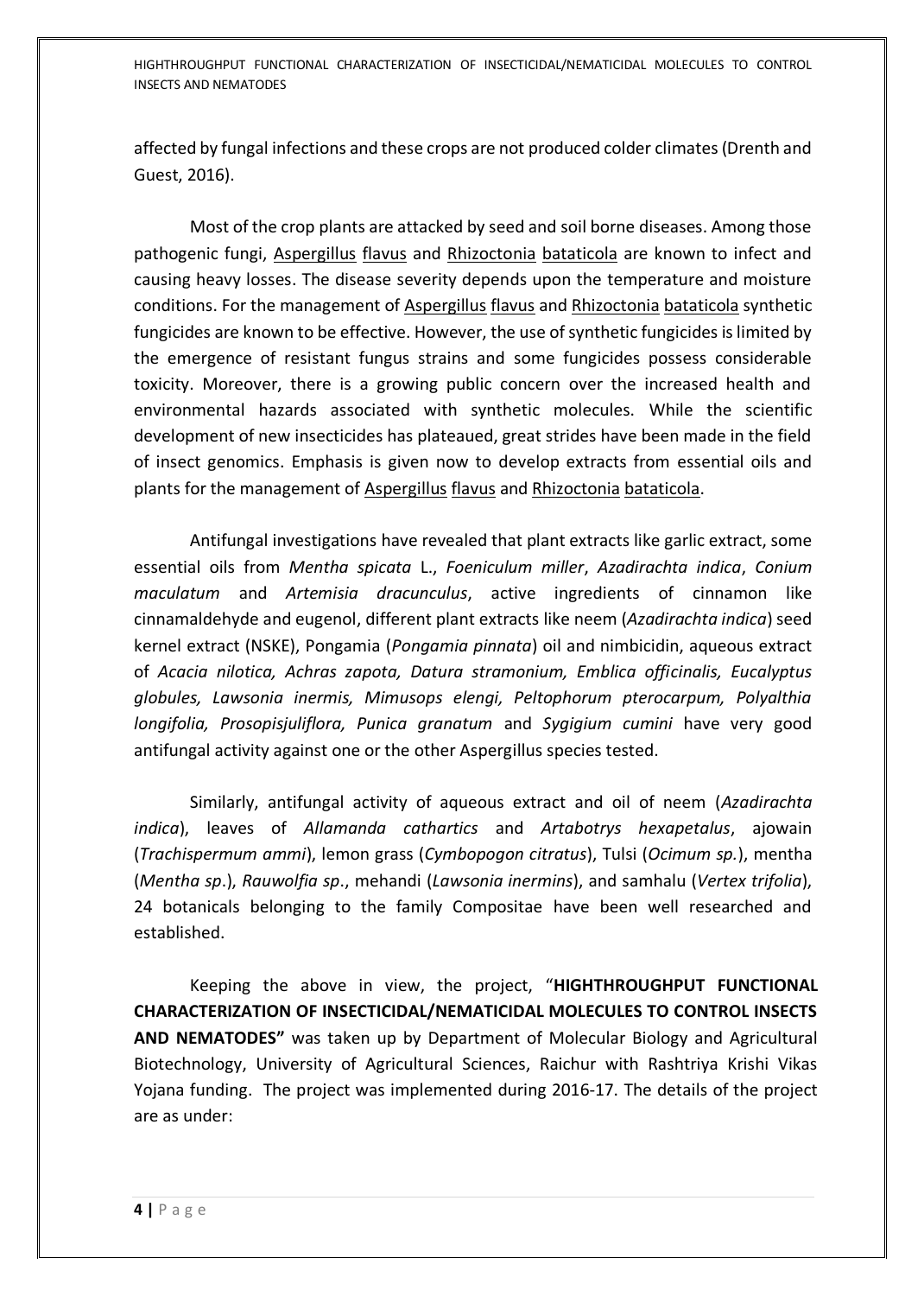affected by fungal infections and these crops are not produced colder climates (Drenth and Guest, 2016).

Most of the crop plants are attacked by seed and soil borne diseases. Among those pathogenic fungi, Aspergillus flavus and Rhizoctonia bataticola are known to infect and causing heavy losses. The disease severity depends upon the temperature and moisture conditions. For the management of Aspergillus flavus and Rhizoctonia bataticola synthetic fungicides are known to be effective. However, the use of synthetic fungicides is limited by the emergence of resistant fungus strains and some fungicides possess considerable toxicity. Moreover, there is a growing public concern over the increased health and environmental hazards associated with synthetic molecules. While the scientific development of new insecticides has plateaued, great strides have been made in the field of insect genomics. Emphasis is given now to develop extracts from essential oils and plants for the management of Aspergillus flavus and Rhizoctonia bataticola.

Antifungal investigations have revealed that plant extracts like garlic extract, some essential oils from *Mentha spicata* L., *Foeniculum miller*, *Azadirachta indica*, *Conium maculatum* and *Artemisia dracunculus*, active ingredients of cinnamon like cinnamaldehyde and eugenol, different plant extracts like neem (*Azadirachta indica*) seed kernel extract (NSKE), Pongamia (*Pongamia pinnata*) oil and nimbicidin, aqueous extract of *Acacia nilotica, Achras zapota, Datura stramonium, Emblica officinalis, Eucalyptus globules, Lawsonia inermis, Mimusops elengi, Peltophorum pterocarpum, Polyalthia longifolia, Prosopisjuliflora, Punica granatum* and *Sygigium cumini* have very good antifungal activity against one or the other Aspergillus species tested.

Similarly, antifungal activity of aqueous extract and oil of neem (*Azadirachta indica*), leaves of *Allamanda cathartics* and *Artabotrys hexapetalus*, ajowain (*Trachispermum ammi*), lemon grass (*Cymbopogon citratus*), Tulsi (*Ocimum sp.*), mentha (*Mentha sp*.), *Rauwolfia sp*., mehandi (*Lawsonia inermins*), and samhalu (*Vertex trifolia*), 24 botanicals belonging to the family Compositae have been well researched and established.

Keeping the above in view, the project, "**HIGHTHROUGHPUT FUNCTIONAL CHARACTERIZATION OF INSECTICIDAL/NEMATICIDAL MOLECULES TO CONTROL INSECTS AND NEMATODES"** was taken up by Department of Molecular Biology and Agricultural Biotechnology, University of Agricultural Sciences, Raichur with Rashtriya Krishi Vikas Yojana funding. The project was implemented during 2016-17. The details of the project are as under: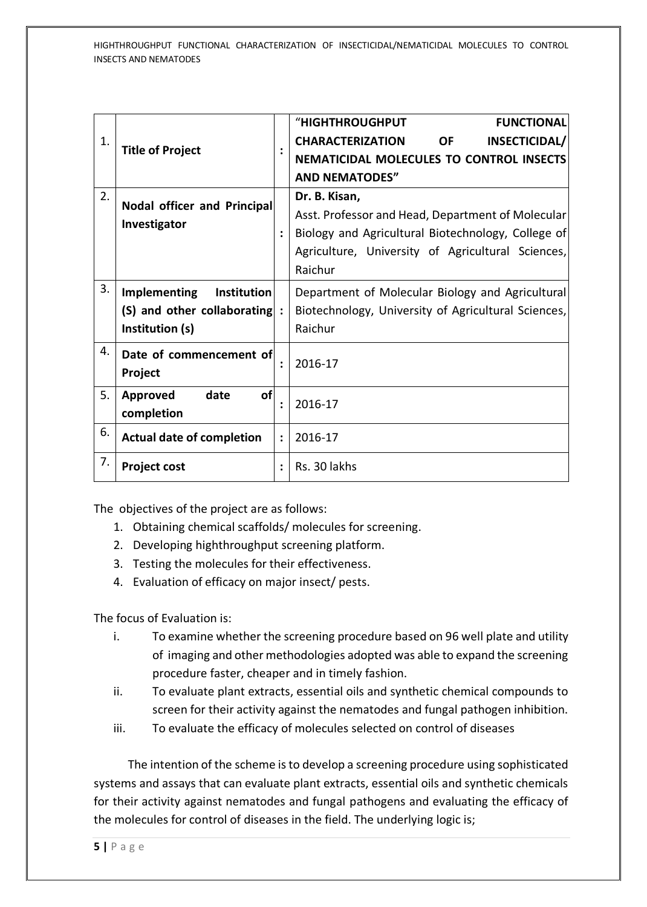| | | | |
|---|---|---|---|
| 1. | **Title of Project** | : | **"HIGHTHROUGHPUT FUNCTIONAL CHARACTERIZATION OF INSECTICIDAL/ NEMATICIDAL MOLECULES TO CONTROL INSECTS AND NEMATODES"** |
| 2. | **Nodal officer and Principal Investigator** | : | **Dr. B. Kisan,** Asst. Professor and Head, Department of Molecular Biology and Agricultural Biotechnology, College of Agriculture, University of Agricultural Sciences, Raichur |
| 3. | **Implementing Institution (S) and other collaborating Institution (s)** | : | Department of Molecular Biology and Agricultural Biotechnology, University of Agricultural Sciences, Raichur |
| 4. | **Date of commencement of Project** | : | 2016-17 |
| 5. | **Approved date of completion** | : | 2016-17 |
| 6. | **Actual date of completion** | : | 2016-17 |
| 7. | **Project cost** | : | Rs. 30 lakhs |

The objectives of the project are as follows:

1. Obtaining chemical scaffolds/ molecules for screening.
2. Developing highthroughput screening platform.
3. Testing the molecules for their effectiveness.
4. Evaluation of efficacy on major insect/ pests.

The focus of Evaluation is:

i. To examine whether the screening procedure based on 96 well plate and utility of imaging and other methodologies adopted was able to expand the screening procedure faster, cheaper and in timely fashion.
ii. To evaluate plant extracts, essential oils and synthetic chemical compounds to screen for their activity against the nematodes and fungal pathogen inhibition.
iii. To evaluate the efficacy of molecules selected on control of diseases

The intention of the scheme is to develop a screening procedure using sophisticated systems and assays that can evaluate plant extracts, essential oils and synthetic chemicals for their activity against nematodes and fungal pathogens and evaluating the efficacy of the molecules for control of diseases in the field. The underlying logic is;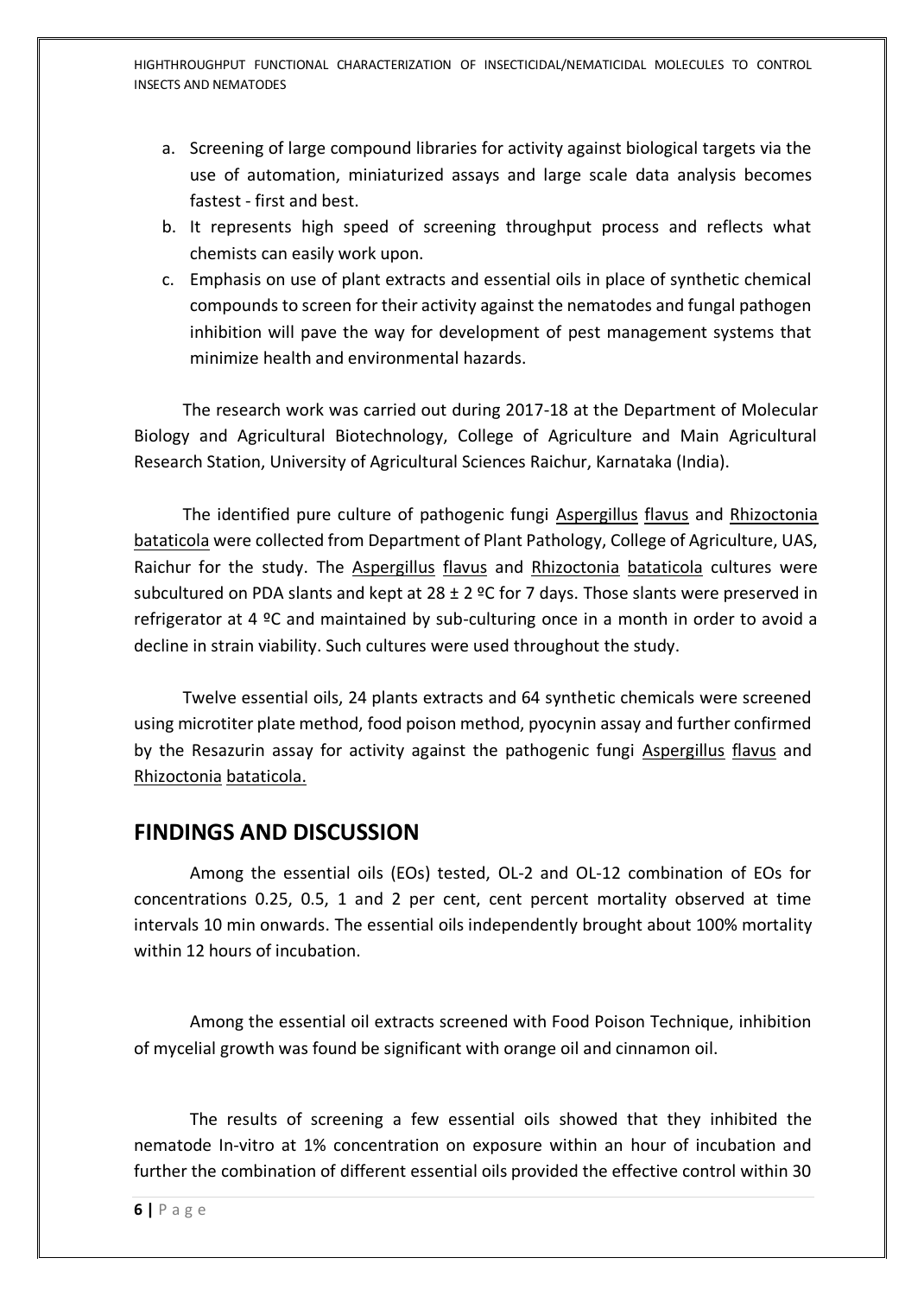a. Screening of large compound libraries for activity against biological targets via the use of automation, miniaturized assays and large scale data analysis becomes fastest - first and best.
b. It represents high speed of screening throughput process and reflects what chemists can easily work upon.
c. Emphasis on use of plant extracts and essential oils in place of synthetic chemical compounds to screen for their activity against the nematodes and fungal pathogen inhibition will pave the way for development of pest management systems that minimize health and environmental hazards.

The research work was carried out during 2017-18 at the Department of Molecular Biology and Agricultural Biotechnology, College of Agriculture and Main Agricultural Research Station, University of Agricultural Sciences Raichur, Karnataka (India).

The identified pure culture of pathogenic fungi Aspergillus flavus and Rhizoctonia bataticola were collected from Department of Plant Pathology, College of Agriculture, UAS, Raichur for the study. The Aspergillus flavus and Rhizoctonia bataticola cultures were subcultured on PDA slants and kept at 28 ± 2 ºC for 7 days. Those slants were preserved in refrigerator at 4 ºC and maintained by sub-culturing once in a month in order to avoid a decline in strain viability. Such cultures were used throughout the study.

Twelve essential oils, 24 plants extracts and 64 synthetic chemicals were screened using microtiter plate method, food poison method, pyocynin assay and further confirmed by the Resazurin assay for activity against the pathogenic fungi Aspergillus flavus and Rhizoctonia bataticola.

## FINDINGS AND DISCUSSION

Among the essential oils (EOs) tested, OL-2 and OL-12 combination of EOs for concentrations 0.25, 0.5, 1 and 2 per cent, cent percent mortality observed at time intervals 10 min onwards. The essential oils independently brought about 100% mortality within 12 hours of incubation.

Among the essential oil extracts screened with Food Poison Technique, inhibition of mycelial growth was found be significant with orange oil and cinnamon oil.

The results of screening a few essential oils showed that they inhibited the nematode In-vitro at 1% concentration on exposure within an hour of incubation and further the combination of different essential oils provided the effective control within 30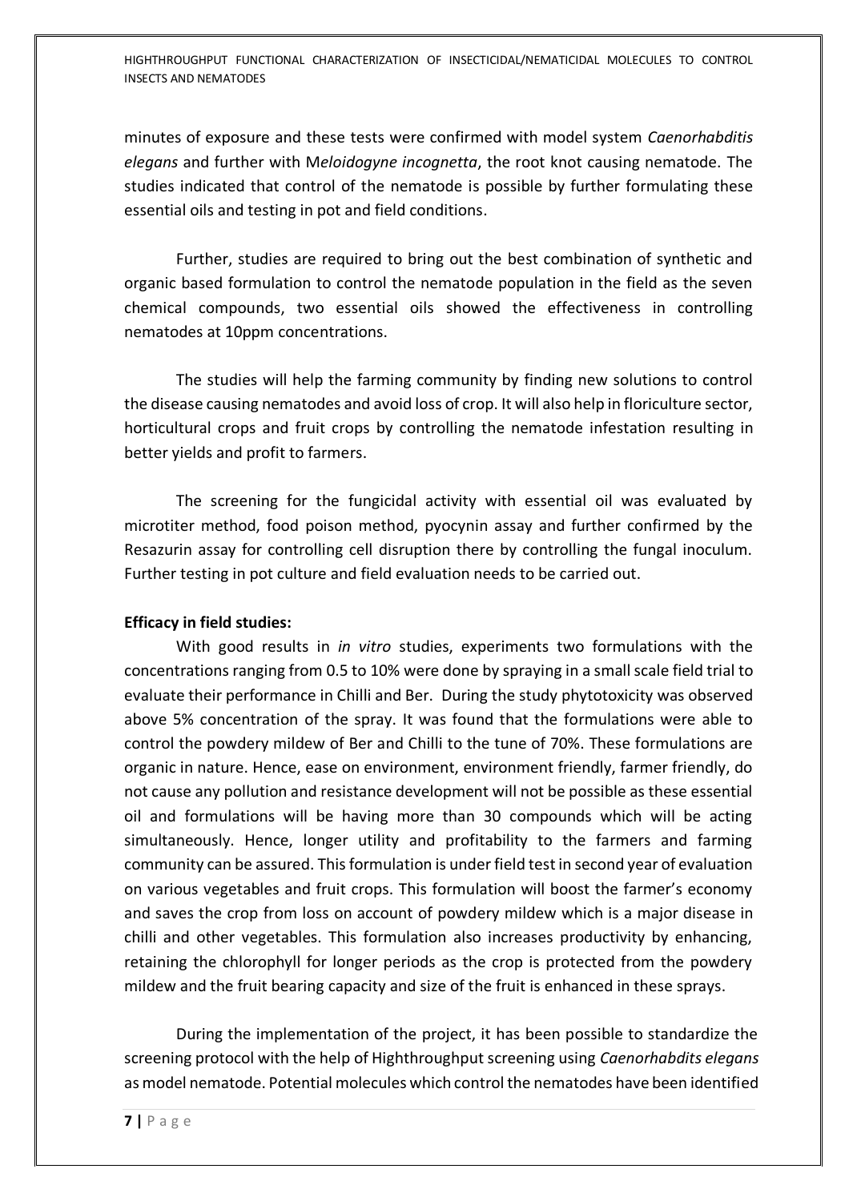minutes of exposure and these tests were confirmed with model system *Caenorhabditis elegans* and further with M*eloidogyne incognetta*, the root knot causing nematode. The studies indicated that control of the nematode is possible by further formulating these essential oils and testing in pot and field conditions.

Further, studies are required to bring out the best combination of synthetic and organic based formulation to control the nematode population in the field as the seven chemical compounds, two essential oils showed the effectiveness in controlling nematodes at 10ppm concentrations.

The studies will help the farming community by finding new solutions to control the disease causing nematodes and avoid loss of crop. It will also help in floriculture sector, horticultural crops and fruit crops by controlling the nematode infestation resulting in better yields and profit to farmers.

The screening for the fungicidal activity with essential oil was evaluated by microtiter method, food poison method, pyocynin assay and further confirmed by the Resazurin assay for controlling cell disruption there by controlling the fungal inoculum. Further testing in pot culture and field evaluation needs to be carried out.

**Efficacy in field studies:**

With good results in *in vitro* studies, experiments two formulations with the concentrations ranging from 0.5 to 10% were done by spraying in a small scale field trial to evaluate their performance in Chilli and Ber. During the study phytotoxicity was observed above 5% concentration of the spray. It was found that the formulations were able to control the powdery mildew of Ber and Chilli to the tune of 70%. These formulations are organic in nature. Hence, ease on environment, environment friendly, farmer friendly, do not cause any pollution and resistance development will not be possible as these essential oil and formulations will be having more than 30 compounds which will be acting simultaneously. Hence, longer utility and profitability to the farmers and farming community can be assured. This formulation is under field test in second year of evaluation on various vegetables and fruit crops. This formulation will boost the farmer's economy and saves the crop from loss on account of powdery mildew which is a major disease in chilli and other vegetables. This formulation also increases productivity by enhancing, retaining the chlorophyll for longer periods as the crop is protected from the powdery mildew and the fruit bearing capacity and size of the fruit is enhanced in these sprays.

During the implementation of the project, it has been possible to standardize the screening protocol with the help of Highthroughput screening using *Caenorhabdits elegans* as model nematode. Potential molecules which control the nematodes have been identified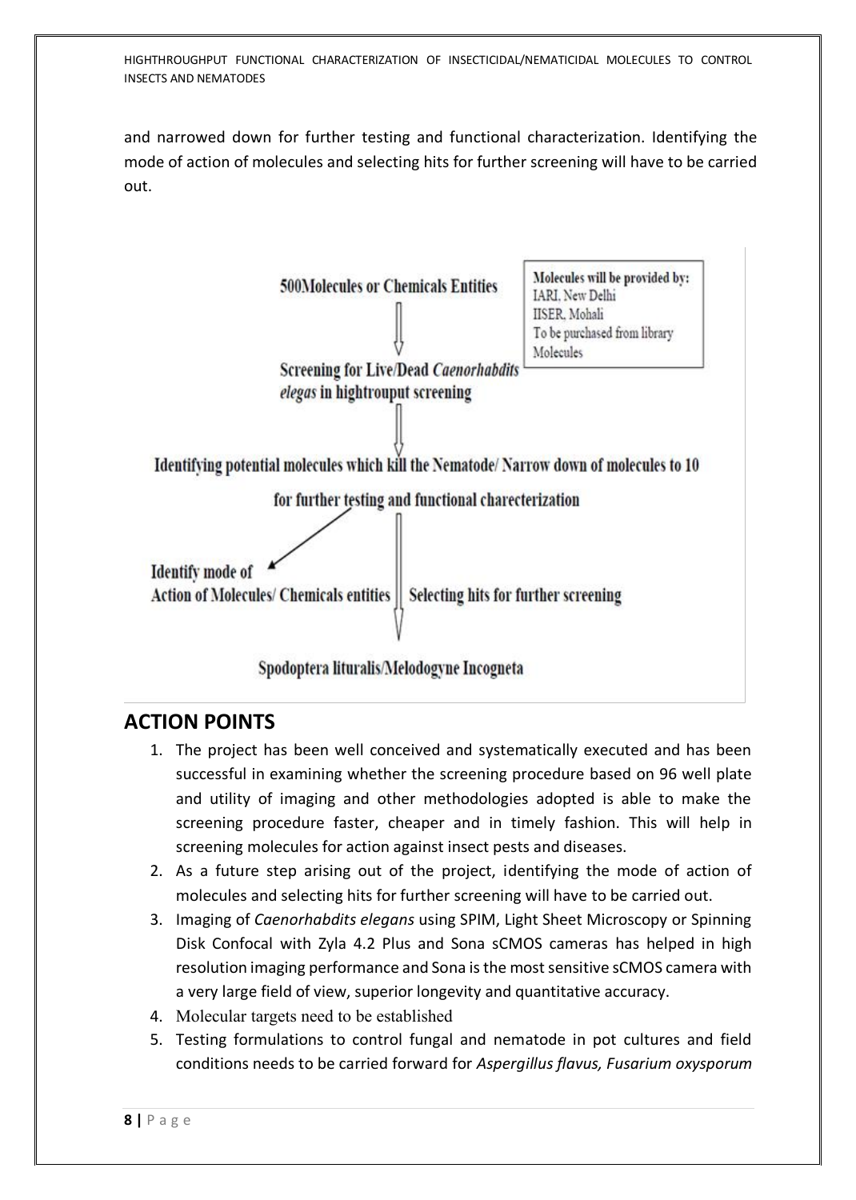and narrowed down for further testing and functional characterization. Identifying the mode of action of molecules and selecting hits for further screening will have to be carried out.

500Molecules or Chemicals Entities

Molecules will be provided by:
IARI, New Delhi
IISER, Mohali
To be purchased from library Molecules

Screening for Live/Dead *Caenorhabdits elegas* in hightrouput screening

Identifying potential molecules which kill the Nematode/ Narrow down of molecules to 10 for further testing and functional charecterization

Identify mode of Action of Molecules/ Chemicals entities

Selecting hits for further screening

Spodoptera lituralis/Melodogyne Incogneta

## ACTION POINTS

1. The project has been well conceived and systematically executed and has been successful in examining whether the screening procedure based on 96 well plate and utility of imaging and other methodologies adopted is able to make the screening procedure faster, cheaper and in timely fashion. This will help in screening molecules for action against insect pests and diseases.
2. As a future step arising out of the project, identifying the mode of action of molecules and selecting hits for further screening will have to be carried out.
3. Imaging of *Caenorhabdits elegans* using SPIM, Light Sheet Microscopy or Spinning Disk Confocal with Zyla 4.2 Plus and Sona sCMOS cameras has helped in high resolution imaging performance and Sona is the most sensitive sCMOS camera with a very large field of view, superior longevity and quantitative accuracy.
4. Molecular targets need to be established
5. Testing formulations to control fungal and nematode in pot cultures and field conditions needs to be carried forward for *Aspergillus flavus, Fusarium oxysporum*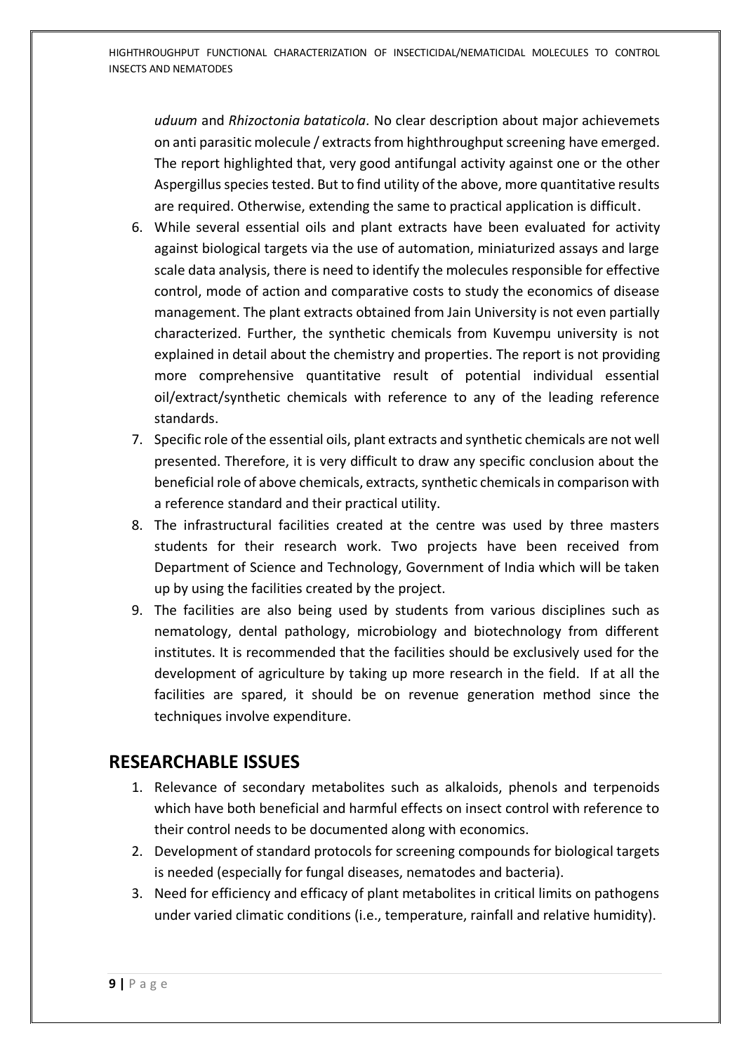*uduum* and *Rhizoctonia bataticola*. No clear description about major achievemets on anti parasitic molecule / extracts from highthroughput screening have emerged. The report highlighted that, very good antifungal activity against one or the other Aspergillus species tested. But to find utility of the above, more quantitative results are required. Otherwise, extending the same to practical application is difficult.

6. While several essential oils and plant extracts have been evaluated for activity against biological targets via the use of automation, miniaturized assays and large scale data analysis, there is need to identify the molecules responsible for effective control, mode of action and comparative costs to study the economics of disease management. The plant extracts obtained from Jain University is not even partially characterized. Further, the synthetic chemicals from Kuvempu university is not explained in detail about the chemistry and properties. The report is not providing more comprehensive quantitative result of potential individual essential oil/extract/synthetic chemicals with reference to any of the leading reference standards.
7. Specific role of the essential oils, plant extracts and synthetic chemicals are not well presented. Therefore, it is very difficult to draw any specific conclusion about the beneficial role of above chemicals, extracts, synthetic chemicals in comparison with a reference standard and their practical utility.
8. The infrastructural facilities created at the centre was used by three masters students for their research work. Two projects have been received from Department of Science and Technology, Government of India which will be taken up by using the facilities created by the project.
9. The facilities are also being used by students from various disciplines such as nematology, dental pathology, microbiology and biotechnology from different institutes. It is recommended that the facilities should be exclusively used for the development of agriculture by taking up more research in the field. If at all the facilities are spared, it should be on revenue generation method since the techniques involve expenditure.

## RESEARCHABLE ISSUES

1. Relevance of secondary metabolites such as alkaloids, phenols and terpenoids which have both beneficial and harmful effects on insect control with reference to their control needs to be documented along with economics.
2. Development of standard protocols for screening compounds for biological targets is needed (especially for fungal diseases, nematodes and bacteria).
3. Need for efficiency and efficacy of plant metabolites in critical limits on pathogens under varied climatic conditions (i.e., temperature, rainfall and relative humidity).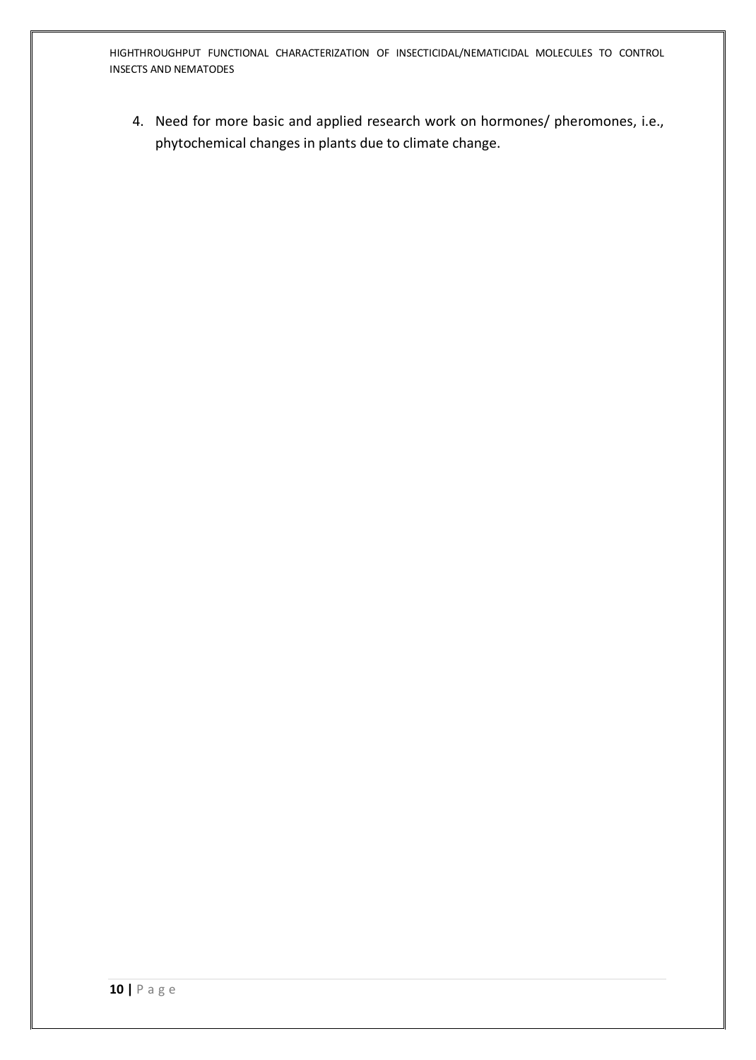4. Need for more basic and applied research work on hormones/ pheromones, i.e., phytochemical changes in plants due to climate change.